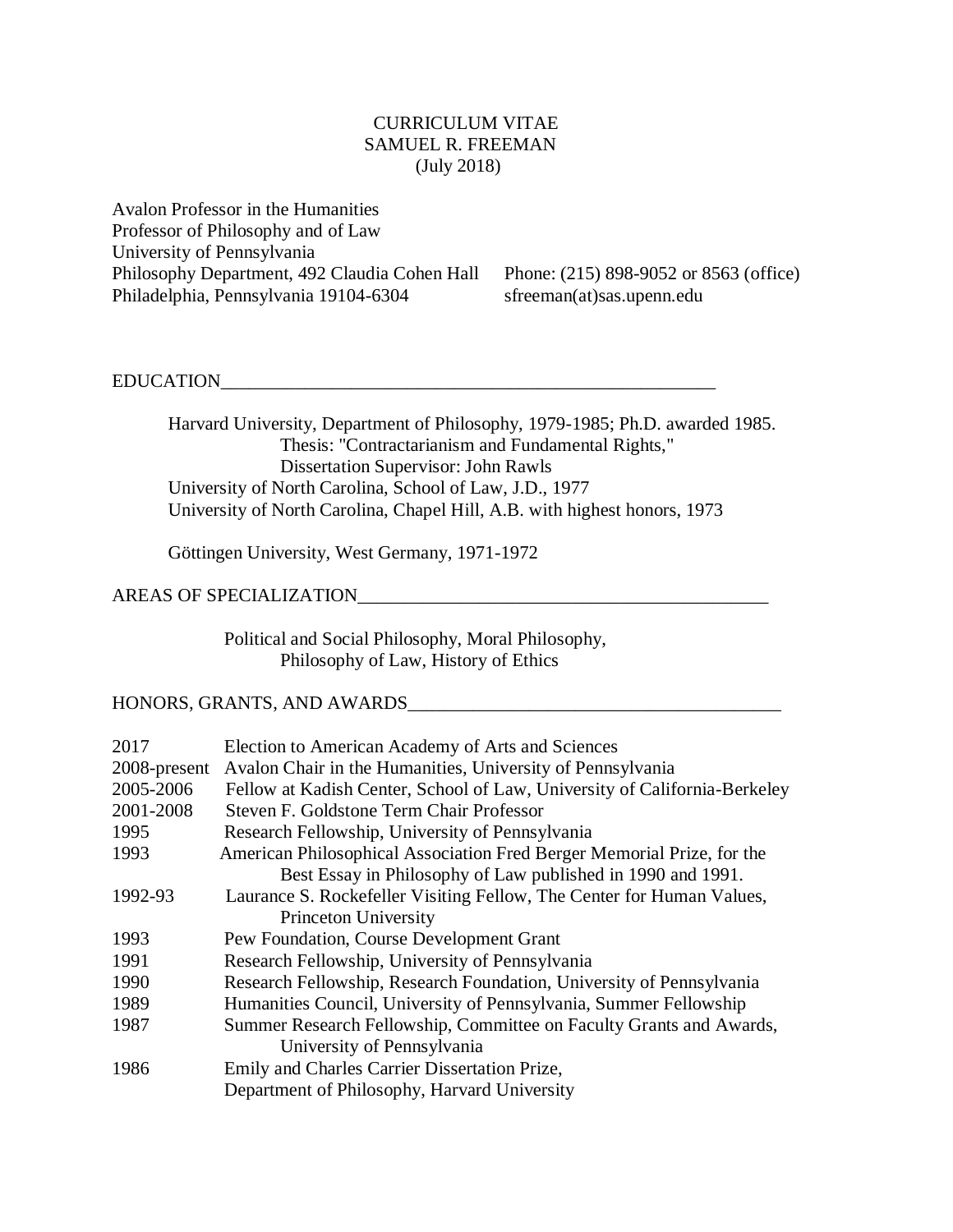# CURRICULUM VITAE
# SAMUEL R. FREEMAN
(July 2018)

Avalon Professor in the Humanities
Professor of Philosophy and of Law
University of Pennsylvania
Philosophy Department, 492 Claudia Cohen Hall
Philadelphia, Pennsylvania 19104-6304

Phone: (215) 898-9052 or 8563 (office)
sfreeman(at)sas.upenn.edu

## EDUCATION

Harvard University, Department of Philosophy, 1979-1985; Ph.D. awarded 1985.
Thesis: "Contractarianism and Fundamental Rights,"
Dissertation Supervisor: John Rawls
University of North Carolina, School of Law, J.D., 1977
University of North Carolina, Chapel Hill, A.B. with highest honors, 1973

Göttingen University, West Germany, 1971-1972

## AREAS OF SPECIALIZATION

Political and Social Philosophy, Moral Philosophy, Philosophy of Law, History of Ethics

## HONORS, GRANTS, AND AWARDS

| | |
|---|---|
| 2017 | Election to American Academy of Arts and Sciences |
| 2008-present | Avalon Chair in the Humanities, University of Pennsylvania |
| 2005-2006 | Fellow at Kadish Center, School of Law, University of California-Berkeley |
| 2001-2008 | Steven F. Goldstone Term Chair Professor |
| 1995 | Research Fellowship, University of Pennsylvania |
| 1993 | American Philosophical Association Fred Berger Memorial Prize, for the Best Essay in Philosophy of Law published in 1990 and 1991. |
| 1992-93 | Laurance S. Rockefeller Visiting Fellow, The Center for Human Values, Princeton University |
| 1993 | Pew Foundation, Course Development Grant |
| 1991 | Research Fellowship, University of Pennsylvania |
| 1990 | Research Fellowship, Research Foundation, University of Pennsylvania |
| 1989 | Humanities Council, University of Pennsylvania, Summer Fellowship |
| 1987 | Summer Research Fellowship, Committee on Faculty Grants and Awards, University of Pennsylvania |
| 1986 | Emily and Charles Carrier Dissertation Prize, Department of Philosophy, Harvard University |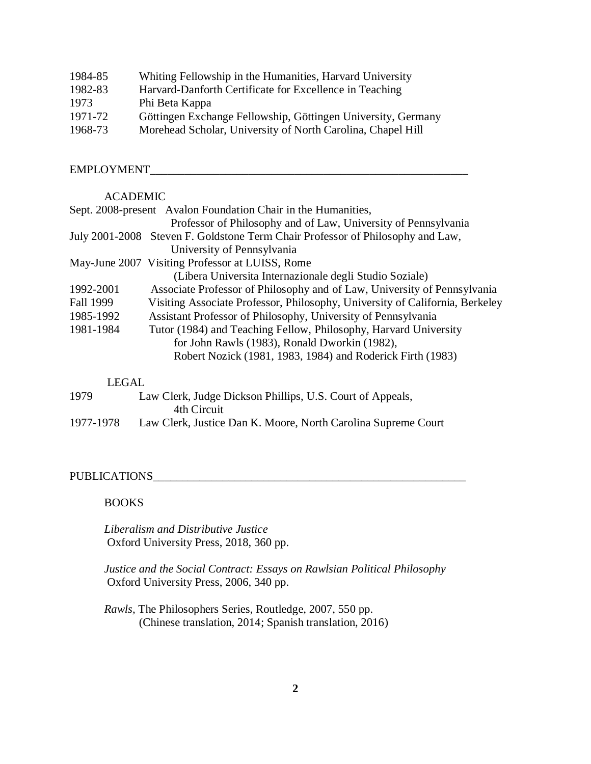1984-85 Whiting Fellowship in the Humanities, Harvard University
1982-83 Harvard-Danforth Certificate for Excellence in Teaching
1973 Phi Beta Kappa
1971-72 Göttingen Exchange Fellowship, Göttingen University, Germany
1968-73 Morehead Scholar, University of North Carolina, Chapel Hill

## EMPLOYMENT

### ACADEMIC

Sept. 2008-present Avalon Foundation Chair in the Humanities,
Professor of Philosophy and of Law, University of Pennsylvania

July 2001-2008 Steven F. Goldstone Term Chair Professor of Philosophy and Law,
University of Pennsylvania

May-June 2007 Visiting Professor at LUISS, Rome
(Libera Universita Internazionale degli Studio Soziale)

1992-2001 Associate Professor of Philosophy and of Law, University of Pennsylvania

Fall 1999 Visiting Associate Professor, Philosophy, University of California, Berkeley

1985-1992 Assistant Professor of Philosophy, University of Pennsylvania

1981-1984 Tutor (1984) and Teaching Fellow, Philosophy, Harvard University
for John Rawls (1983), Ronald Dworkin (1982),
Robert Nozick (1981, 1983, 1984) and Roderick Firth (1983)

### LEGAL

1979 Law Clerk, Judge Dickson Phillips, U.S. Court of Appeals,
4th Circuit

1977-1978 Law Clerk, Justice Dan K. Moore, North Carolina Supreme Court

## PUBLICATIONS

### BOOKS

*Liberalism and Distributive Justice*
Oxford University Press, 2018, 360 pp.

*Justice and the Social Contract: Essays on Rawlsian Political Philosophy*
Oxford University Press, 2006, 340 pp.

*Rawls*, The Philosophers Series, Routledge, 2007, 550 pp.
(Chinese translation, 2014; Spanish translation, 2016)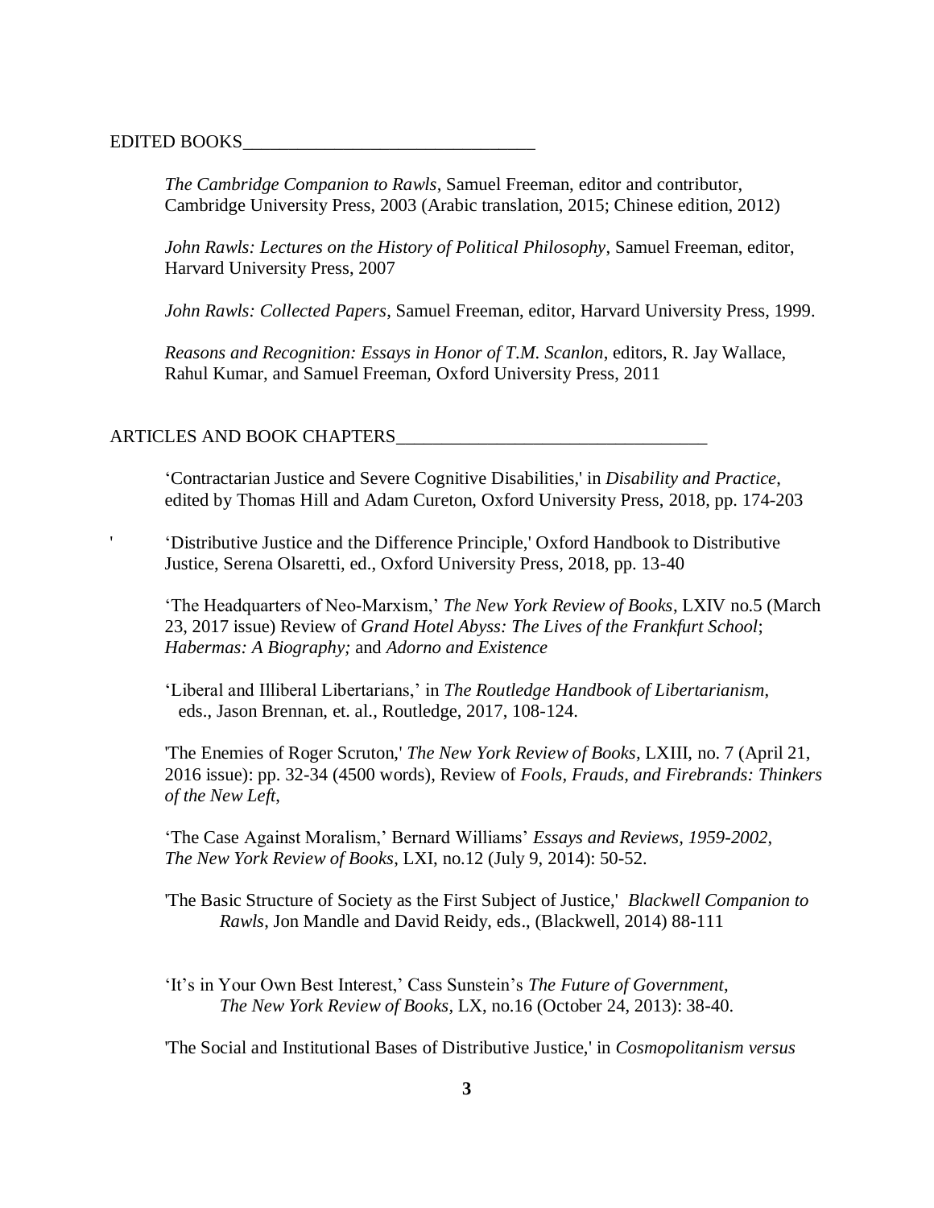## EDITED BOOKS

*The Cambridge Companion to Rawls*, Samuel Freeman, editor and contributor, Cambridge University Press, 2003 (Arabic translation, 2015; Chinese edition, 2012)

*John Rawls: Lectures on the History of Political Philosophy*, Samuel Freeman, editor, Harvard University Press, 2007

*John Rawls: Collected Papers*, Samuel Freeman, editor, Harvard University Press, 1999.

*Reasons and Recognition: Essays in Honor of T.M. Scanlon*, editors, R. Jay Wallace, Rahul Kumar, and Samuel Freeman, Oxford University Press, 2011

## ARTICLES AND BOOK CHAPTERS

'Contractarian Justice and Severe Cognitive Disabilities,' in *Disability and Practice*, edited by Thomas Hill and Adam Cureton, Oxford University Press, 2018, pp. 174-203

'Distributive Justice and the Difference Principle,' Oxford Handbook to Distributive Justice, Serena Olsaretti, ed., Oxford University Press, 2018, pp. 13-40

'The Headquarters of Neo-Marxism,' *The New York Review of Books*, LXIV no.5 (March 23, 2017 issue) Review of *Grand Hotel Abyss: The Lives of the Frankfurt School*; *Habermas: A Biography;* and *Adorno and Existence*

'Liberal and Illiberal Libertarians,' in *The Routledge Handbook of Libertarianism*, eds., Jason Brennan, et. al., Routledge, 2017, 108-124.

'The Enemies of Roger Scruton,' *The New York Review of Books,* LXIII, no. 7 (April 21, 2016 issue): pp. 32-34 (4500 words), Review of *Fools, Frauds, and Firebrands: Thinkers of the New Left*,

'The Case Against Moralism,' Bernard Williams' *Essays and Reviews, 1959-2002*, *The New York Review of Books*, LXI, no.12 (July 9, 2014): 50-52.

'The Basic Structure of Society as the First Subject of Justice,' *Blackwell Companion to Rawls*, Jon Mandle and David Reidy, eds., (Blackwell, 2014) 88-111

'It's in Your Own Best Interest,' Cass Sunstein's *The Future of Government*, *The New York Review of Books*, LX, no.16 (October 24, 2013): 38-40.

'The Social and Institutional Bases of Distributive Justice,' in *Cosmopolitanism versus*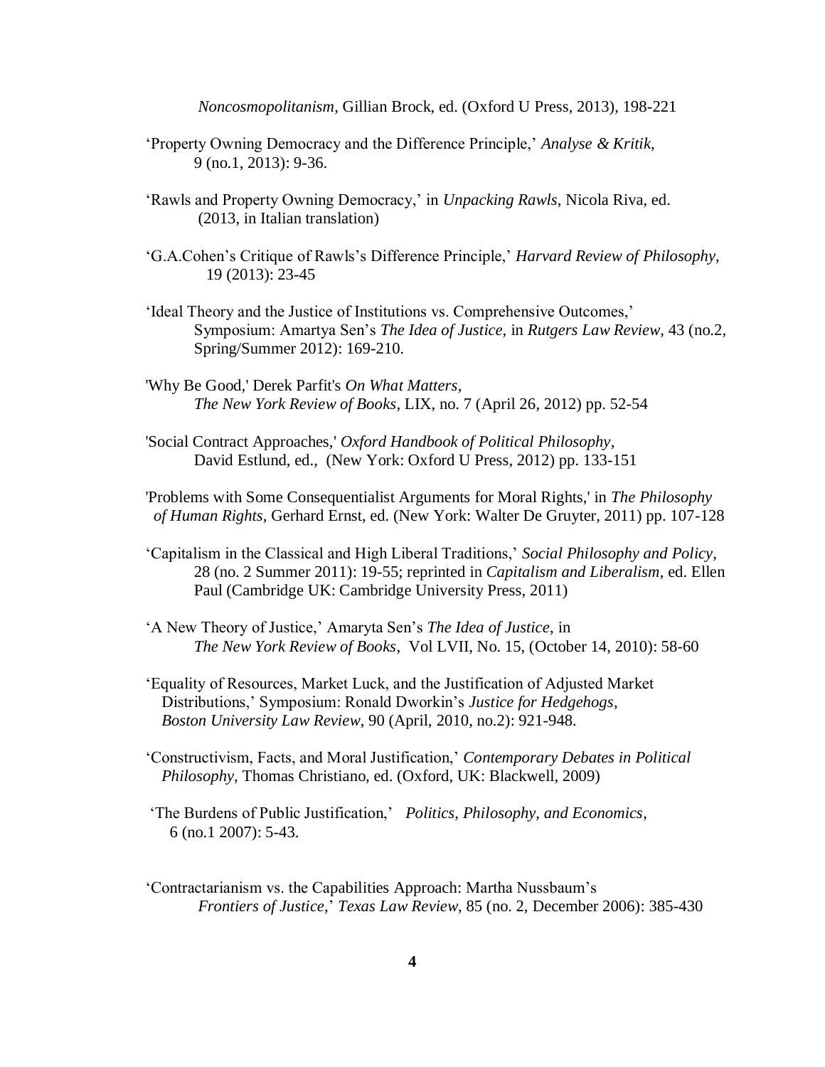*Noncosmopolitanism*, Gillian Brock, ed. (Oxford U Press, 2013), 198-221

'Property Owning Democracy and the Difference Principle,' *Analyse & Kritik*, 9 (no.1, 2013): 9-36.

'Rawls and Property Owning Democracy,' in *Unpacking Rawls*, Nicola Riva, ed. (2013, in Italian translation)

'G.A.Cohen's Critique of Rawls's Difference Principle,' *Harvard Review of Philosophy*, 19 (2013): 23-45

'Ideal Theory and the Justice of Institutions vs. Comprehensive Outcomes,' Symposium: Amartya Sen's *The Idea of Justice*, in *Rutgers Law Review*, 43 (no.2, Spring/Summer 2012): 169-210.

'Why Be Good,' Derek Parfit's *On What Matters*, *The New York Review of Books*, LIX, no. 7 (April 26, 2012) pp. 52-54

'Social Contract Approaches,' *Oxford Handbook of Political Philosophy*, David Estlund, ed., (New York: Oxford U Press, 2012) pp. 133-151

'Problems with Some Consequentialist Arguments for Moral Rights,' in *The Philosophy of Human Rights*, Gerhard Ernst, ed. (New York: Walter De Gruyter, 2011) pp. 107-128

'Capitalism in the Classical and High Liberal Traditions,' *Social Philosophy and Policy*, 28 (no. 2 Summer 2011): 19-55; reprinted in *Capitalism and Liberalism*, ed. Ellen Paul (Cambridge UK: Cambridge University Press, 2011)

'A New Theory of Justice,' Amaryta Sen's *The Idea of Justice*, in *The New York Review of Books*, Vol LVII, No. 15, (October 14, 2010): 58-60

'Equality of Resources, Market Luck, and the Justification of Adjusted Market Distributions,' Symposium: Ronald Dworkin's *Justice for Hedgehogs*, *Boston University Law Review*, 90 (April, 2010, no.2): 921-948.

'Constructivism, Facts, and Moral Justification,' *Contemporary Debates in Political Philosophy*, Thomas Christiano, ed. (Oxford, UK: Blackwell, 2009)

'The Burdens of Public Justification,' *Politics, Philosophy, and Economics*, 6 (no.1 2007): 5-43.

'Contractarianism vs. the Capabilities Approach: Martha Nussbaum's *Frontiers of Justice*,' *Texas Law Review*, 85 (no. 2, December 2006): 385-430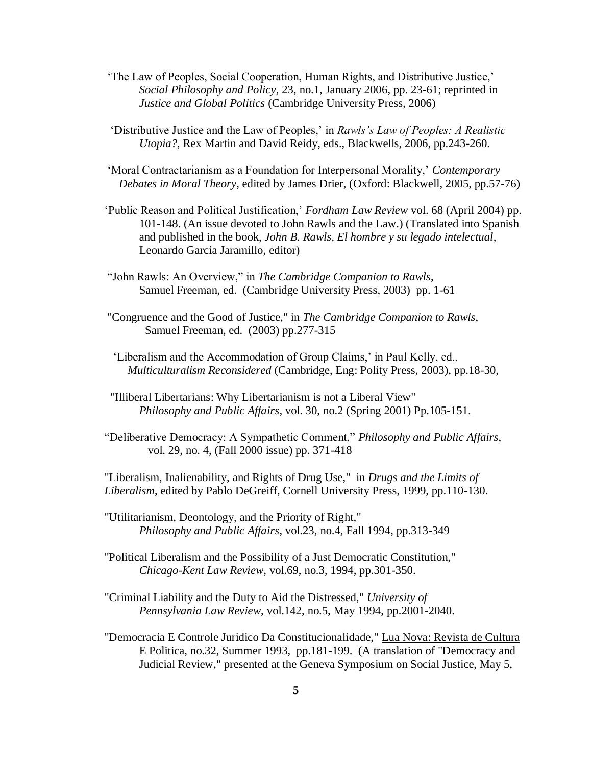'The Law of Peoples, Social Cooperation, Human Rights, and Distributive Justice,' *Social Philosophy and Policy*, 23, no.1, January 2006, pp. 23-61; reprinted in *Justice and Global Politics* (Cambridge University Press, 2006)

'Distributive Justice and the Law of Peoples,' in *Rawls's Law of Peoples: A Realistic Utopia?*, Rex Martin and David Reidy, eds., Blackwells, 2006, pp.243-260.

'Moral Contractarianism as a Foundation for Interpersonal Morality,' *Contemporary Debates in Moral Theory*, edited by James Drier, (Oxford: Blackwell, 2005, pp.57-76)

'Public Reason and Political Justification,' *Fordham Law Review* vol. 68 (April 2004) pp. 101-148. (An issue devoted to John Rawls and the Law.) (Translated into Spanish and published in the book, *John B. Rawls, El hombre y su legado intelectual*, Leonardo Garcia Jaramillo, editor)

"John Rawls: An Overview," in *The Cambridge Companion to Rawls*, Samuel Freeman, ed. (Cambridge University Press, 2003) pp. 1-61

"Congruence and the Good of Justice," in *The Cambridge Companion to Rawls*, Samuel Freeman, ed. (2003) pp.277-315

'Liberalism and the Accommodation of Group Claims,' in Paul Kelly, ed., *Multiculturalism Reconsidered* (Cambridge, Eng: Polity Press, 2003), pp.18-30,

"Illiberal Libertarians: Why Libertarianism is not a Liberal View" *Philosophy and Public Affairs*, vol. 30, no.2 (Spring 2001) Pp.105-151.

"Deliberative Democracy: A Sympathetic Comment," *Philosophy and Public Affairs*, vol. 29, no. 4, (Fall 2000 issue) pp. 371-418

"Liberalism, Inalienability, and Rights of Drug Use," in *Drugs and the Limits of Liberalism*, edited by Pablo DeGreiff, Cornell University Press, 1999, pp.110-130.

"Utilitarianism, Deontology, and the Priority of Right," *Philosophy and Public Affairs*, vol.23, no.4, Fall 1994, pp.313-349

"Political Liberalism and the Possibility of a Just Democratic Constitution," *Chicago-Kent Law Review*, vol.69, no.3, 1994, pp.301-350.

"Criminal Liability and the Duty to Aid the Distressed," *University of Pennsylvania Law Review*, vol.142, no.5, May 1994, pp.2001-2040.

"Democracia E Controle Juridico Da Constitucionalidade," Lua Nova: Revista de Cultura E Politica, no.32, Summer 1993, pp.181-199. (A translation of "Democracy and Judicial Review," presented at the Geneva Symposium on Social Justice, May 5,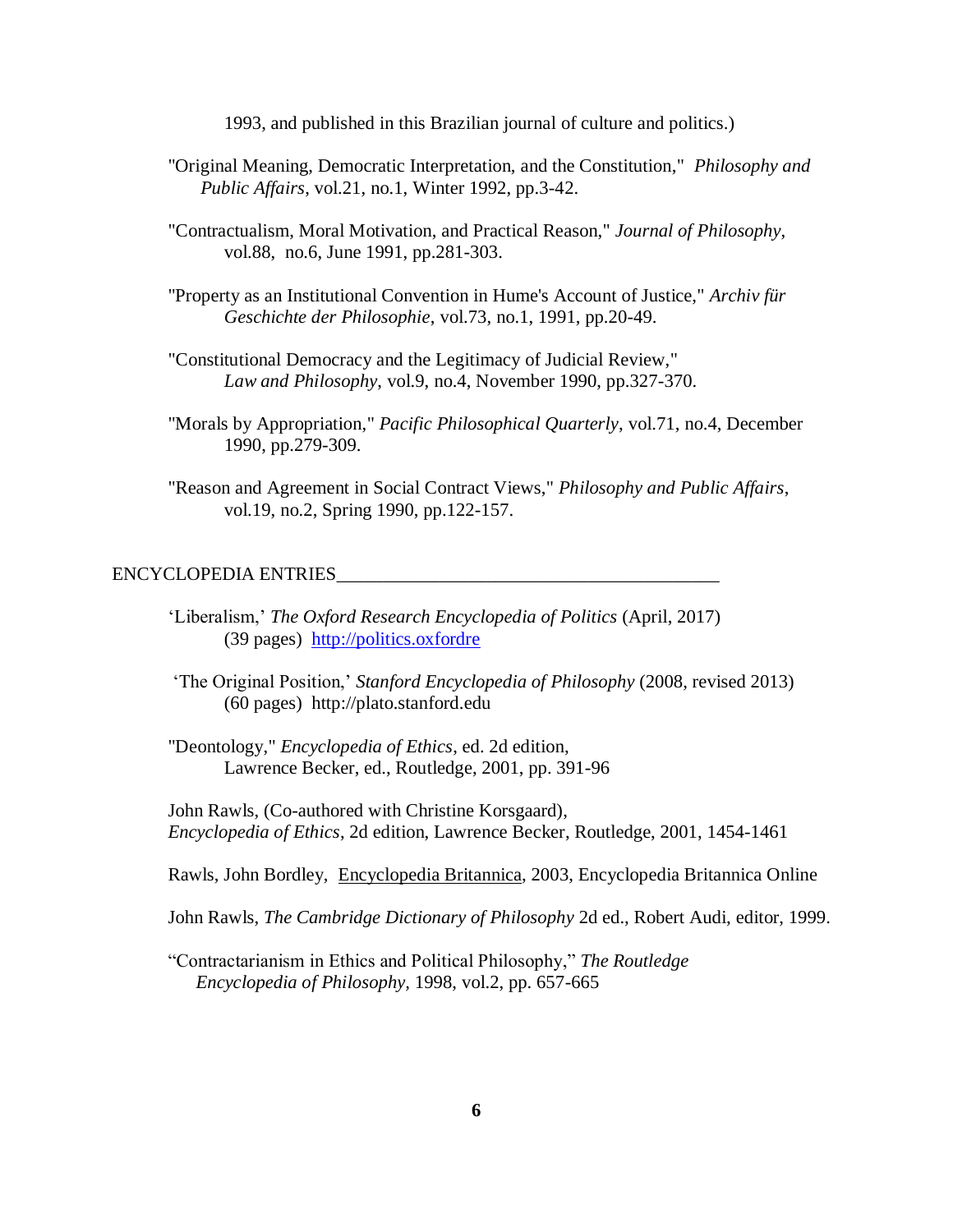1993, and published in this Brazilian journal of culture and politics.)

"Original Meaning, Democratic Interpretation, and the Constitution," *Philosophy and Public Affairs*, vol.21, no.1, Winter 1992, pp.3-42.

"Contractualism, Moral Motivation, and Practical Reason," *Journal of Philosophy*, vol.88, no.6, June 1991, pp.281-303.

"Property as an Institutional Convention in Hume's Account of Justice," *Archiv für Geschichte der Philosophie*, vol.73, no.1, 1991, pp.20-49.

"Constitutional Democracy and the Legitimacy of Judicial Review," *Law and Philosophy*, vol.9, no.4, November 1990, pp.327-370.

"Morals by Appropriation," *Pacific Philosophical Quarterly*, vol.71, no.4, December 1990, pp.279-309.

"Reason and Agreement in Social Contract Views," *Philosophy and Public Affairs*, vol.19, no.2, Spring 1990, pp.122-157.

## ENCYCLOPEDIA ENTRIES

'Liberalism,' *The Oxford Research Encyclopedia of Politics* (April, 2017) (39 pages) http://politics.oxfordre

'The Original Position,' *Stanford Encyclopedia of Philosophy* (2008, revised 2013) (60 pages) http://plato.stanford.edu

"Deontology," *Encyclopedia of Ethics*, ed. 2d edition, Lawrence Becker, ed., Routledge, 2001, pp. 391-96

John Rawls, (Co-authored with Christine Korsgaard), *Encyclopedia of Ethics*, 2d edition, Lawrence Becker, Routledge, 2001, 1454-1461

Rawls, John Bordley, Encyclopedia Britannica, 2003, Encyclopedia Britannica Online

John Rawls, *The Cambridge Dictionary of Philosophy* 2d ed., Robert Audi, editor, 1999.

"Contractarianism in Ethics and Political Philosophy," *The Routledge Encyclopedia of Philosophy*, 1998, vol.2, pp. 657-665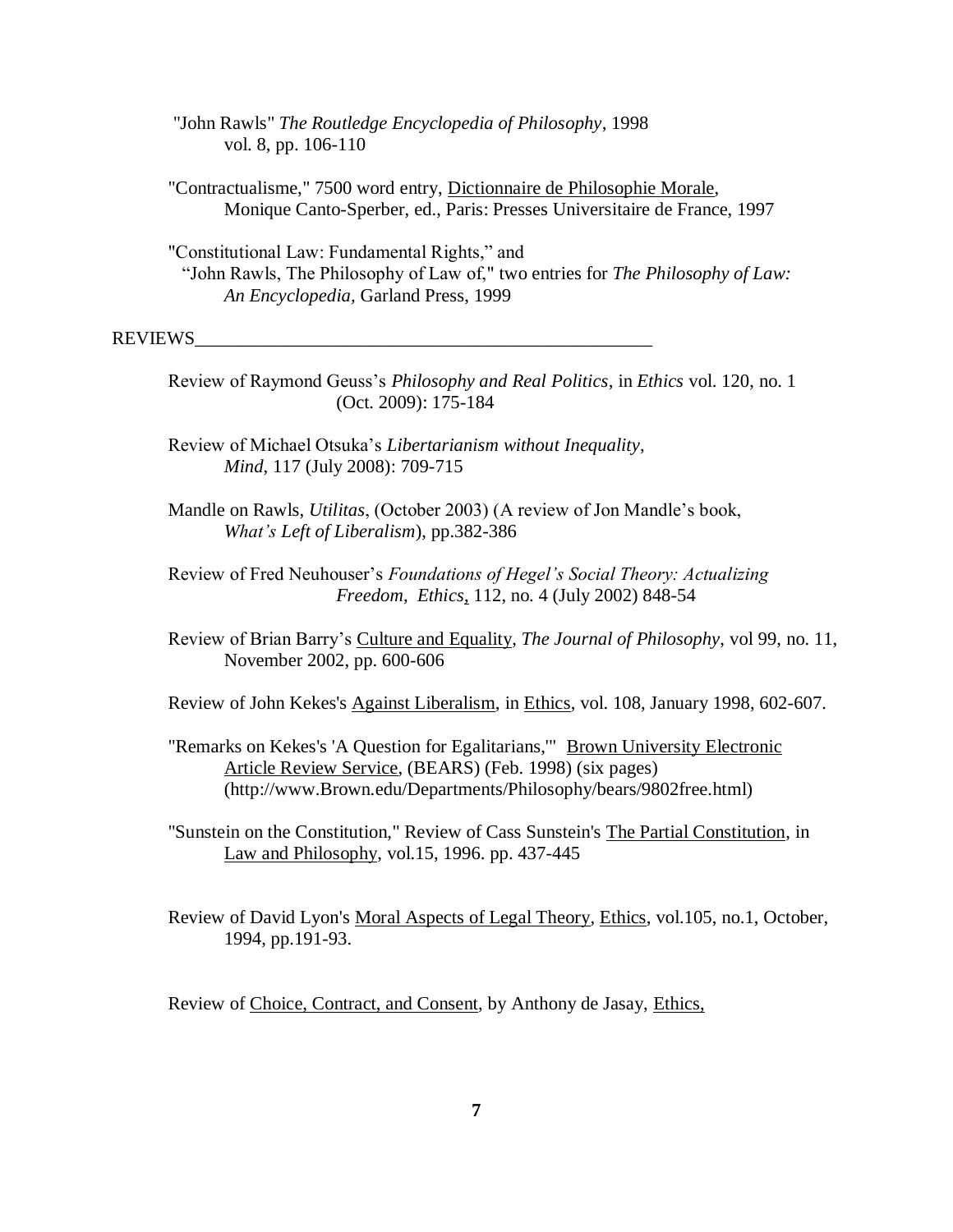"John Rawls" *The Routledge Encyclopedia of Philosophy*, 1998
vol. 8, pp. 106-110

"Contractualisme," 7500 word entry, Dictionnaire de Philosophie Morale, Monique Canto-Sperber, ed., Paris: Presses Universitaire de France, 1997

"Constitutional Law: Fundamental Rights," and
"John Rawls, The Philosophy of Law of," two entries for *The Philosophy of Law: An Encyclopedia,* Garland Press, 1999

## REVIEWS

Review of Raymond Geuss's *Philosophy and Real Politics*, in *Ethics* vol. 120, no. 1 (Oct. 2009): 175-184

Review of Michael Otsuka's *Libertarianism without Inequality*, *Mind*, 117 (July 2008): 709-715

Mandle on Rawls, *Utilitas*, (October 2003) (A review of Jon Mandle's book, *What's Left of Liberalism*), pp.382-386

Review of Fred Neuhouser's *Foundations of Hegel's Social Theory: Actualizing Freedom*, *Ethics*, 112, no. 4 (July 2002) 848-54

Review of Brian Barry's Culture and Equality, *The Journal of Philosophy*, vol 99, no. 11, November 2002, pp. 600-606

Review of John Kekes's Against Liberalism, in Ethics, vol. 108, January 1998, 602-607.

"Remarks on Kekes's 'A Question for Egalitarians,'" Brown University Electronic Article Review Service, (BEARS) (Feb. 1998) (six pages) (http://www.Brown.edu/Departments/Philosophy/bears/9802free.html)

"Sunstein on the Constitution," Review of Cass Sunstein's The Partial Constitution, in Law and Philosophy, vol.15, 1996. pp. 437-445

Review of David Lyon's Moral Aspects of Legal Theory, Ethics, vol.105, no.1, October, 1994, pp.191-93.

Review of Choice, Contract, and Consent, by Anthony de Jasay, Ethics,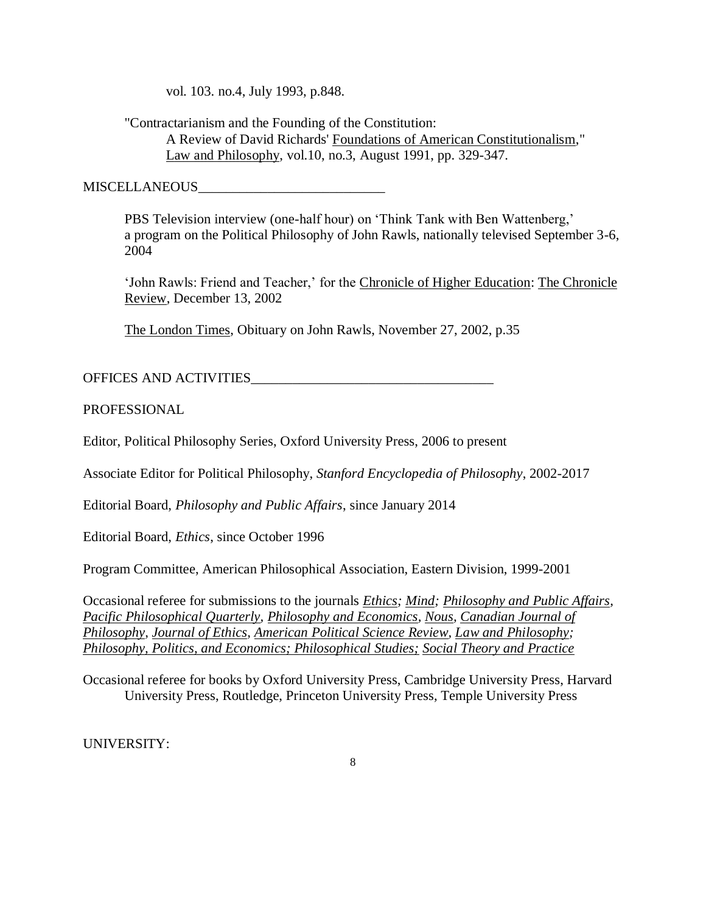vol. 103. no.4, July 1993, p.848.

"Contractarianism and the Founding of the Constitution:
A Review of David Richards' Foundations of American Constitutionalism,"
Law and Philosophy, vol.10, no.3, August 1991, pp. 329-347.

## MISCELLANEOUS

PBS Television interview (one-half hour) on 'Think Tank with Ben Wattenberg,' a program on the Political Philosophy of John Rawls, nationally televised September 3-6, 2004

'John Rawls: Friend and Teacher,' for the Chronicle of Higher Education: The Chronicle Review, December 13, 2002

The London Times, Obituary on John Rawls, November 27, 2002, p.35

## OFFICES AND ACTIVITIES

### PROFESSIONAL

Editor, Political Philosophy Series, Oxford University Press, 2006 to present

Associate Editor for Political Philosophy, *Stanford Encyclopedia of Philosophy*, 2002-2017

Editorial Board, *Philosophy and Public Affairs*, since January 2014

Editorial Board, *Ethics*, since October 1996

Program Committee, American Philosophical Association, Eastern Division, 1999-2001

Occasional referee for submissions to the journals *Ethics; Mind; Philosophy and Public Affairs, Pacific Philosophical Quarterly, Philosophy and Economics, Nous, Canadian Journal of Philosophy, Journal of Ethics, American Political Science Review, Law and Philosophy; Philosophy, Politics, and Economics; Philosophical Studies; Social Theory and Practice*

Occasional referee for books by Oxford University Press, Cambridge University Press, Harvard University Press, Routledge, Princeton University Press, Temple University Press

### UNIVERSITY: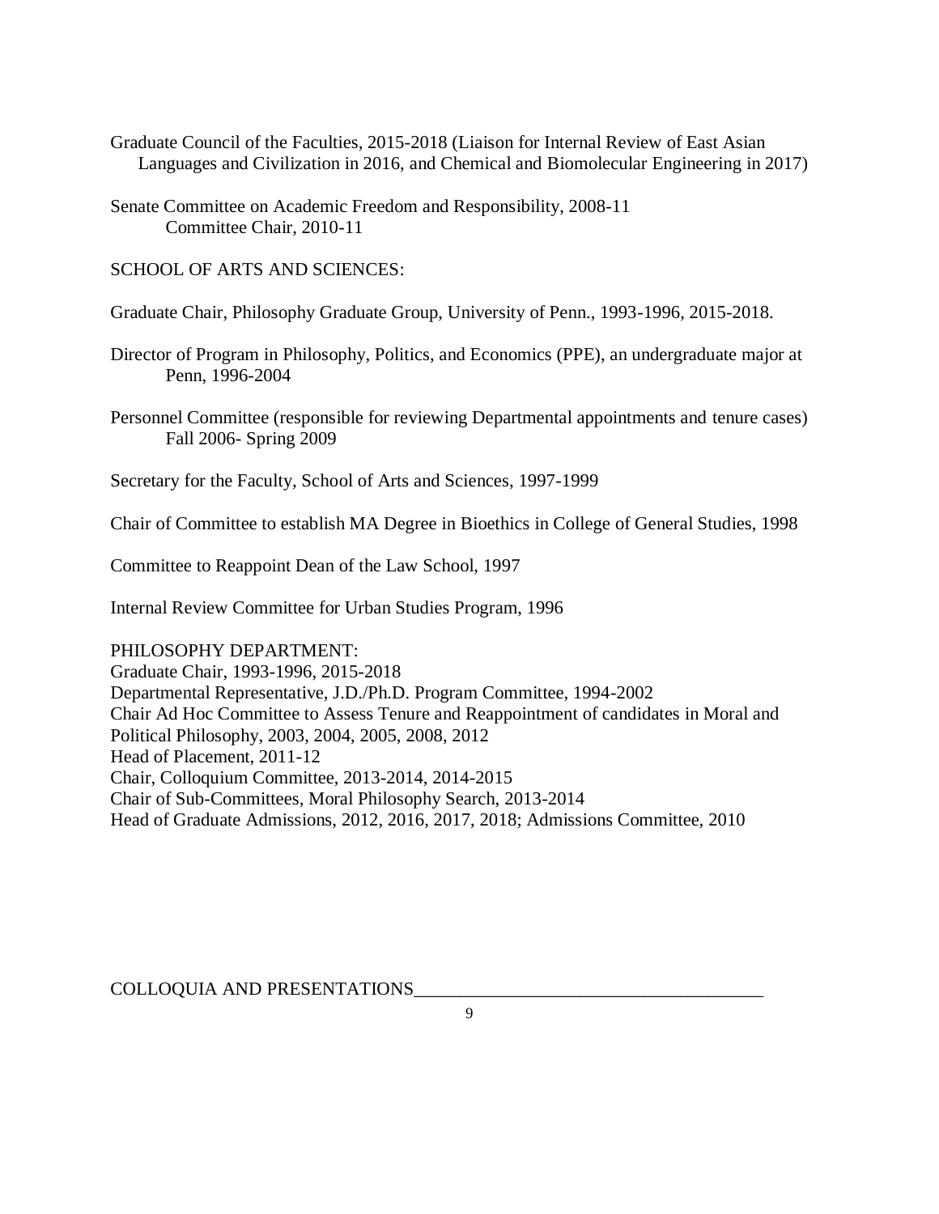Graduate Council of the Faculties, 2015-2018 (Liaison for Internal Review of East Asian Languages and Civilization in 2016, and Chemical and Biomolecular Engineering in 2017)

Senate Committee on Academic Freedom and Responsibility, 2008-11
Committee Chair, 2010-11

SCHOOL OF ARTS AND SCIENCES:

Graduate Chair, Philosophy Graduate Group, University of Penn., 1993-1996, 2015-2018.

Director of Program in Philosophy, Politics, and Economics (PPE), an undergraduate major at Penn, 1996-2004

Personnel Committee (responsible for reviewing Departmental appointments and tenure cases) Fall 2006- Spring 2009

Secretary for the Faculty, School of Arts and Sciences, 1997-1999

Chair of Committee to establish MA Degree in Bioethics in College of General Studies, 1998

Committee to Reappoint Dean of the Law School, 1997

Internal Review Committee for Urban Studies Program, 1996

PHILOSOPHY DEPARTMENT:
Graduate Chair, 1993-1996, 2015-2018
Departmental Representative, J.D./Ph.D. Program Committee, 1994-2002
Chair Ad Hoc Committee to Assess Tenure and Reappointment of candidates in Moral and Political Philosophy, 2003, 2004, 2005, 2008, 2012
Head of Placement, 2011-12
Chair, Colloquium Committee, 2013-2014, 2014-2015
Chair of Sub-Committees, Moral Philosophy Search, 2013-2014
Head of Graduate Admissions, 2012, 2016, 2017, 2018; Admissions Committee, 2010

COLLOQUIA AND PRESENTATIONS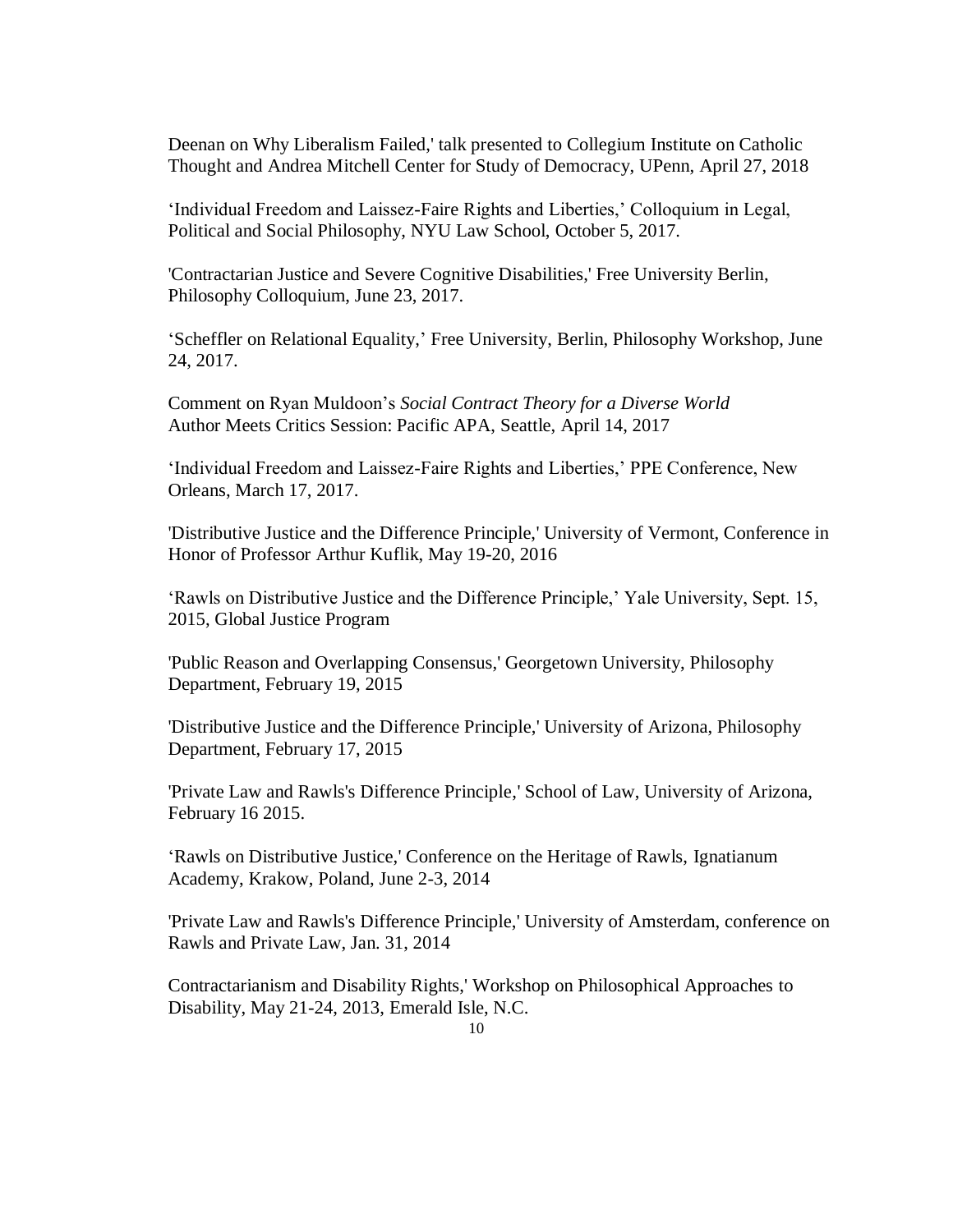Deenan on Why Liberalism Failed,' talk presented to Collegium Institute on Catholic Thought and Andrea Mitchell Center for Study of Democracy, UPenn, April 27, 2018

'Individual Freedom and Laissez-Faire Rights and Liberties,' Colloquium in Legal, Political and Social Philosophy, NYU Law School, October 5, 2017.

'Contractarian Justice and Severe Cognitive Disabilities,' Free University Berlin, Philosophy Colloquium, June 23, 2017.

'Scheffler on Relational Equality,' Free University, Berlin, Philosophy Workshop, June 24, 2017.

Comment on Ryan Muldoon's *Social Contract Theory for a Diverse World* Author Meets Critics Session: Pacific APA, Seattle, April 14, 2017

'Individual Freedom and Laissez-Faire Rights and Liberties,' PPE Conference, New Orleans, March 17, 2017.

'Distributive Justice and the Difference Principle,' University of Vermont, Conference in Honor of Professor Arthur Kuflik, May 19-20, 2016

'Rawls on Distributive Justice and the Difference Principle,' Yale University, Sept. 15, 2015, Global Justice Program

'Public Reason and Overlapping Consensus,' Georgetown University, Philosophy Department, February 19, 2015

'Distributive Justice and the Difference Principle,' University of Arizona, Philosophy Department, February 17, 2015

'Private Law and Rawls's Difference Principle,' School of Law, University of Arizona, February 16 2015.

'Rawls on Distributive Justice,' Conference on the Heritage of Rawls, Ignatianum Academy, Krakow, Poland, June 2-3, 2014

'Private Law and Rawls's Difference Principle,' University of Amsterdam, conference on Rawls and Private Law, Jan. 31, 2014

Contractarianism and Disability Rights,' Workshop on Philosophical Approaches to Disability, May 21-24, 2013, Emerald Isle, N.C.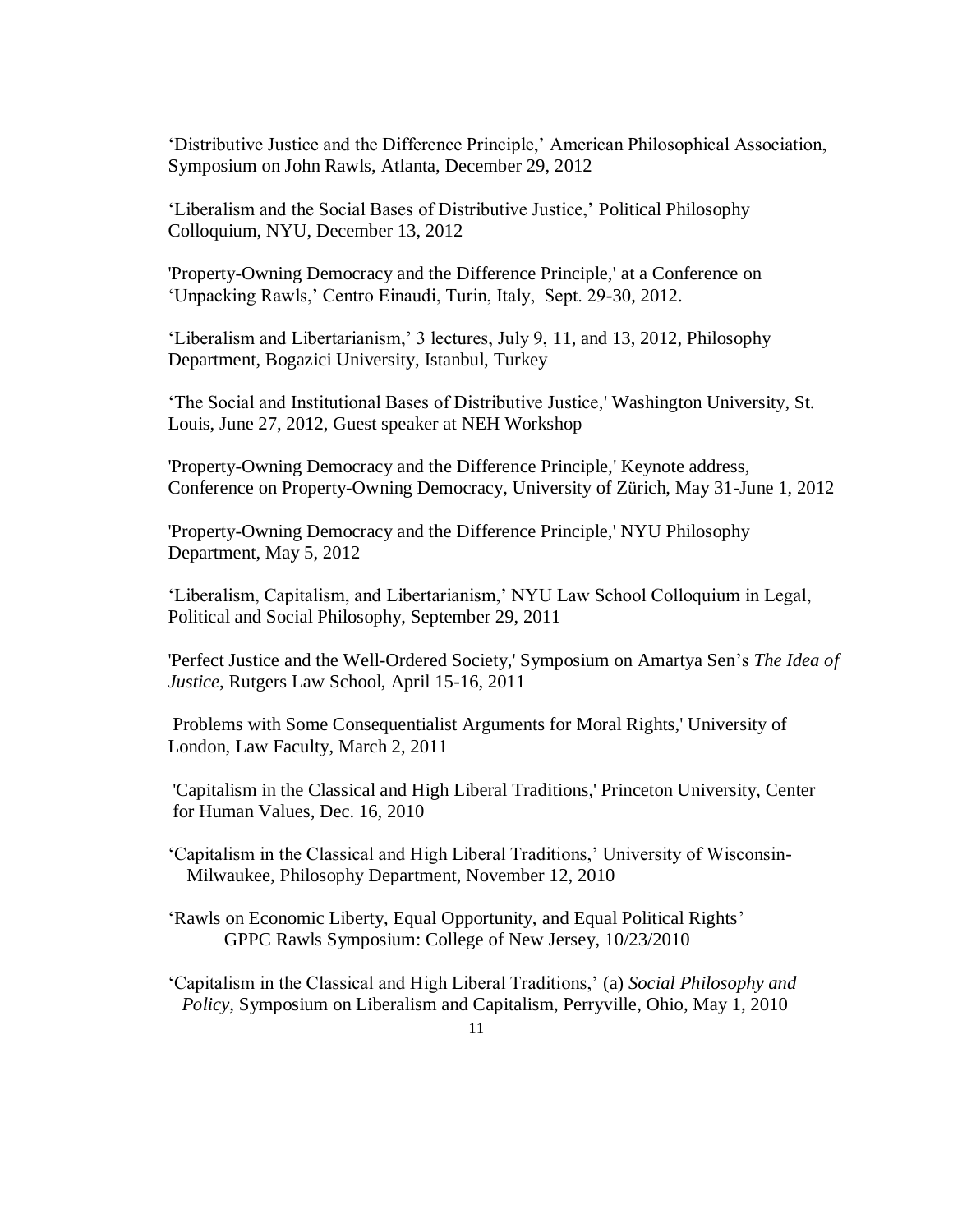'Distributive Justice and the Difference Principle,' American Philosophical Association, Symposium on John Rawls, Atlanta, December 29, 2012

'Liberalism and the Social Bases of Distributive Justice,' Political Philosophy Colloquium, NYU, December 13, 2012

'Property-Owning Democracy and the Difference Principle,' at a Conference on 'Unpacking Rawls,' Centro Einaudi, Turin, Italy, Sept. 29-30, 2012.

'Liberalism and Libertarianism,' 3 lectures, July 9, 11, and 13, 2012, Philosophy Department, Bogazici University, Istanbul, Turkey

'The Social and Institutional Bases of Distributive Justice,' Washington University, St. Louis, June 27, 2012, Guest speaker at NEH Workshop

'Property-Owning Democracy and the Difference Principle,' Keynote address, Conference on Property-Owning Democracy, University of Zürich, May 31-June 1, 2012

'Property-Owning Democracy and the Difference Principle,' NYU Philosophy Department, May 5, 2012

'Liberalism, Capitalism, and Libertarianism,' NYU Law School Colloquium in Legal, Political and Social Philosophy, September 29, 2011

'Perfect Justice and the Well-Ordered Society,' Symposium on Amartya Sen's *The Idea of Justice*, Rutgers Law School, April 15-16, 2011

Problems with Some Consequentialist Arguments for Moral Rights,' University of London, Law Faculty, March 2, 2011

'Capitalism in the Classical and High Liberal Traditions,' Princeton University, Center for Human Values, Dec. 16, 2010

'Capitalism in the Classical and High Liberal Traditions,' University of Wisconsin-Milwaukee, Philosophy Department, November 12, 2010

'Rawls on Economic Liberty, Equal Opportunity, and Equal Political Rights' GPPC Rawls Symposium: College of New Jersey, 10/23/2010

'Capitalism in the Classical and High Liberal Traditions,' (a) *Social Philosophy and Policy*, Symposium on Liberalism and Capitalism, Perryville, Ohio, May 1, 2010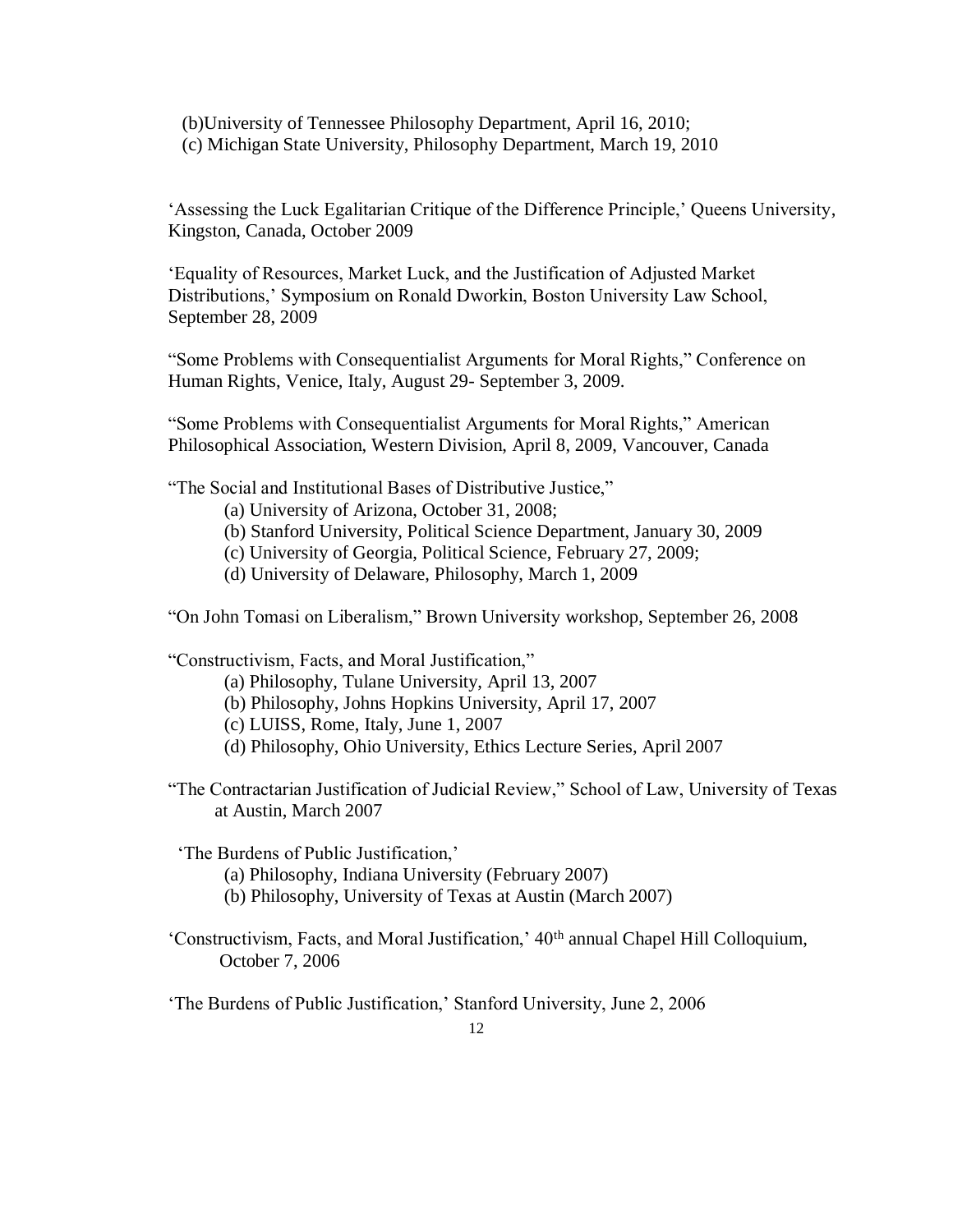(b)University of Tennessee Philosophy Department, April 16, 2010;
(c) Michigan State University, Philosophy Department, March 19, 2010

'Assessing the Luck Egalitarian Critique of the Difference Principle,' Queens University, Kingston, Canada, October 2009

'Equality of Resources, Market Luck, and the Justification of Adjusted Market Distributions,' Symposium on Ronald Dworkin, Boston University Law School, September 28, 2009

"Some Problems with Consequentialist Arguments for Moral Rights," Conference on Human Rights, Venice, Italy, August 29- September 3, 2009.

"Some Problems with Consequentialist Arguments for Moral Rights," American Philosophical Association, Western Division, April 8, 2009, Vancouver, Canada

"The Social and Institutional Bases of Distributive Justice,"
- (a) University of Arizona, October 31, 2008;
- (b) Stanford University, Political Science Department, January 30, 2009
- (c) University of Georgia, Political Science, February 27, 2009;
- (d) University of Delaware, Philosophy, March 1, 2009

"On John Tomasi on Liberalism," Brown University workshop, September 26, 2008

"Constructivism, Facts, and Moral Justification,"
- (a) Philosophy, Tulane University, April 13, 2007
- (b) Philosophy, Johns Hopkins University, April 17, 2007
- (c) LUISS, Rome, Italy, June 1, 2007
- (d) Philosophy, Ohio University, Ethics Lecture Series, April 2007

"The Contractarian Justification of Judicial Review," School of Law, University of Texas at Austin, March 2007

'The Burdens of Public Justification,'
- (a) Philosophy, Indiana University (February 2007)
- (b) Philosophy, University of Texas at Austin (March 2007)

'Constructivism, Facts, and Moral Justification,' 40th annual Chapel Hill Colloquium, October 7, 2006

'The Burdens of Public Justification,' Stanford University, June 2, 2006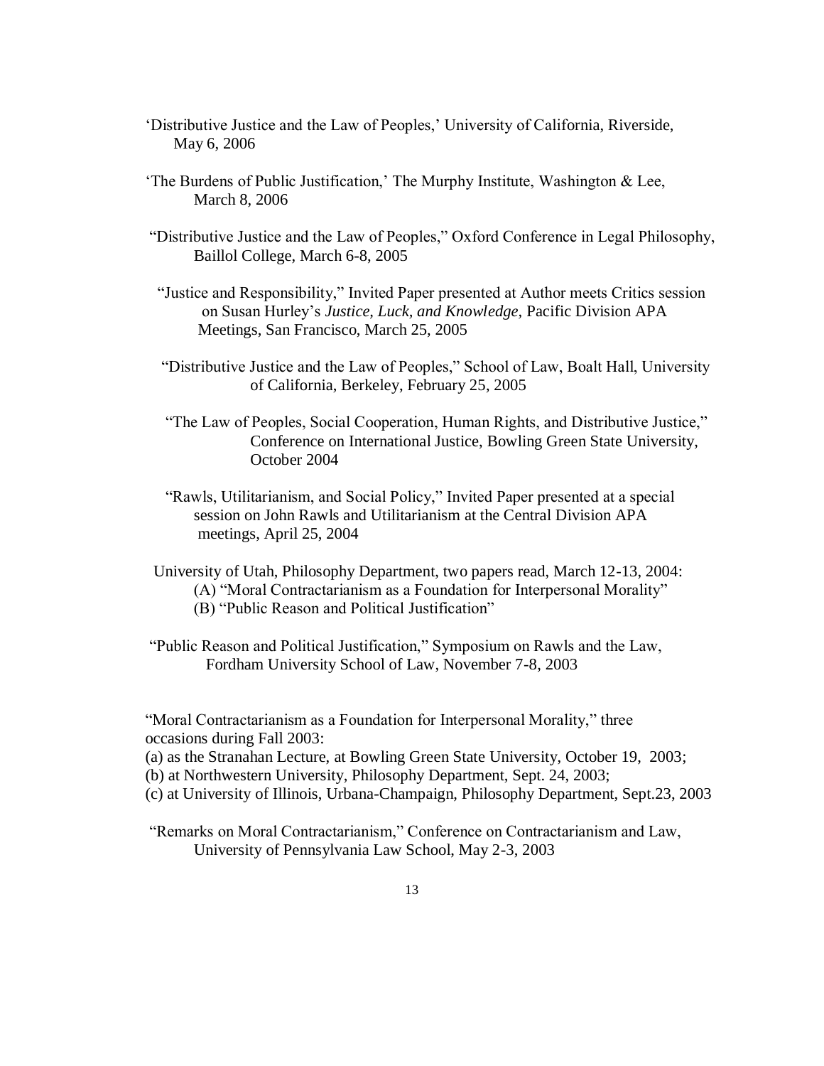'Distributive Justice and the Law of Peoples,' University of California, Riverside, May 6, 2006

'The Burdens of Public Justification,' The Murphy Institute, Washington & Lee, March 8, 2006

"Distributive Justice and the Law of Peoples," Oxford Conference in Legal Philosophy, Baillol College, March 6-8, 2005

"Justice and Responsibility," Invited Paper presented at Author meets Critics session on Susan Hurley's *Justice, Luck, and Knowledge,* Pacific Division APA Meetings, San Francisco, March 25, 2005

"Distributive Justice and the Law of Peoples," School of Law, Boalt Hall, University of California, Berkeley, February 25, 2005

"The Law of Peoples, Social Cooperation, Human Rights, and Distributive Justice," Conference on International Justice, Bowling Green State University, October 2004

"Rawls, Utilitarianism, and Social Policy," Invited Paper presented at a special session on John Rawls and Utilitarianism at the Central Division APA meetings, April 25, 2004

University of Utah, Philosophy Department, two papers read, March 12-13, 2004:
(A) "Moral Contractarianism as a Foundation for Interpersonal Morality"
(B) "Public Reason and Political Justification"

"Public Reason and Political Justification," Symposium on Rawls and the Law, Fordham University School of Law, November 7-8, 2003

"Moral Contractarianism as a Foundation for Interpersonal Morality," three occasions during Fall 2003:
(a) as the Stranahan Lecture, at Bowling Green State University, October 19, 2003;
(b) at Northwestern University, Philosophy Department, Sept. 24, 2003;
(c) at University of Illinois, Urbana-Champaign, Philosophy Department, Sept.23, 2003

"Remarks on Moral Contractarianism," Conference on Contractarianism and Law, University of Pennsylvania Law School, May 2-3, 2003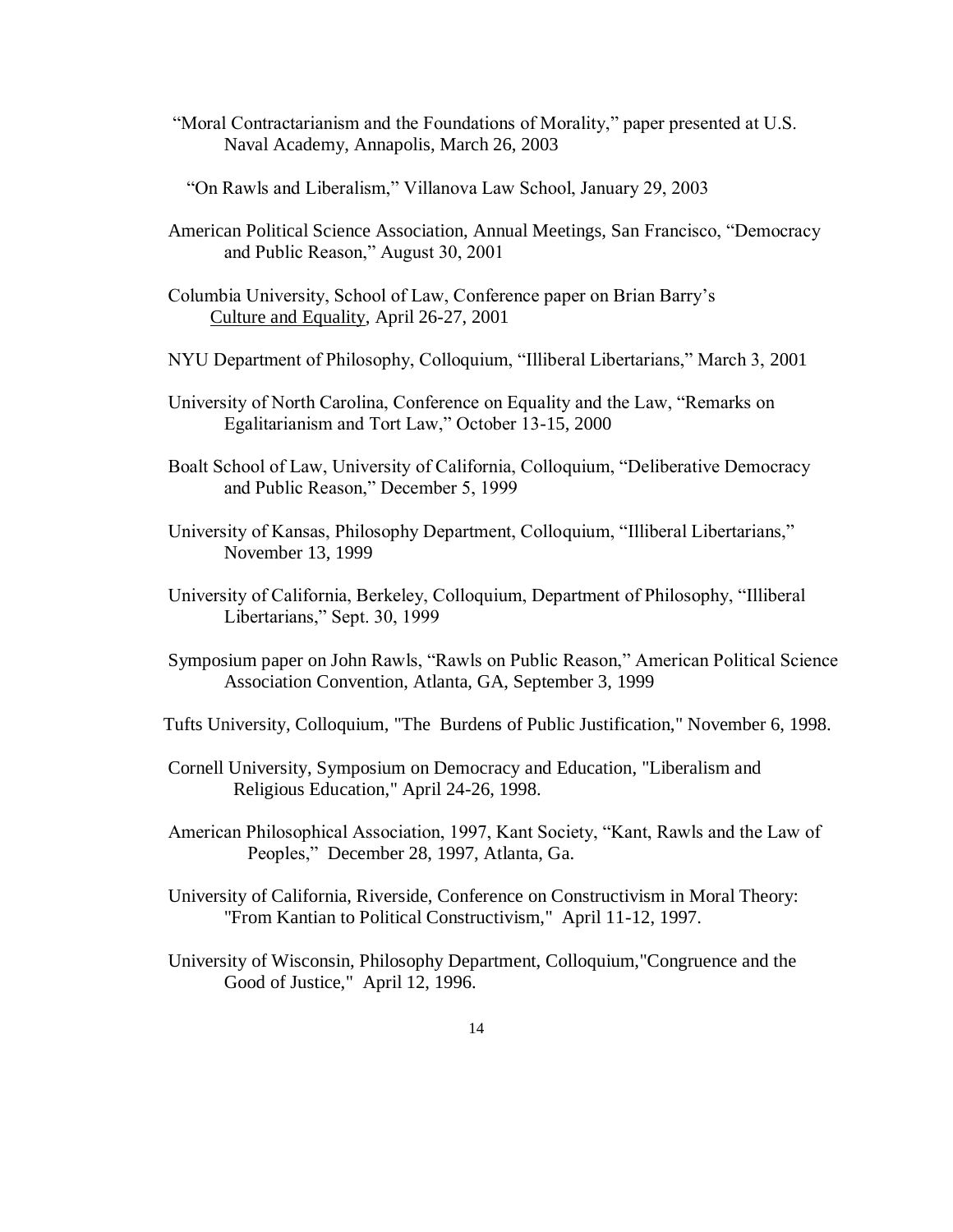"Moral Contractarianism and the Foundations of Morality," paper presented at U.S. Naval Academy, Annapolis, March 26, 2003

"On Rawls and Liberalism," Villanova Law School, January 29, 2003

American Political Science Association, Annual Meetings, San Francisco, "Democracy and Public Reason," August 30, 2001

Columbia University, School of Law, Conference paper on Brian Barry's <u>Culture and Equality</u>, April 26-27, 2001

NYU Department of Philosophy, Colloquium, "Illiberal Libertarians," March 3, 2001

University of North Carolina, Conference on Equality and the Law, "Remarks on Egalitarianism and Tort Law," October 13-15, 2000

Boalt School of Law, University of California, Colloquium, "Deliberative Democracy and Public Reason," December 5, 1999

University of Kansas, Philosophy Department, Colloquium, "Illiberal Libertarians," November 13, 1999

University of California, Berkeley, Colloquium, Department of Philosophy, "Illiberal Libertarians," Sept. 30, 1999

Symposium paper on John Rawls, "Rawls on Public Reason," American Political Science Association Convention, Atlanta, GA, September 3, 1999

Tufts University, Colloquium, "The Burdens of Public Justification," November 6, 1998.

Cornell University, Symposium on Democracy and Education, "Liberalism and Religious Education," April 24-26, 1998.

American Philosophical Association, 1997, Kant Society, "Kant, Rawls and the Law of Peoples," December 28, 1997, Atlanta, Ga.

University of California, Riverside, Conference on Constructivism in Moral Theory: "From Kantian to Political Constructivism," April 11-12, 1997.

University of Wisconsin, Philosophy Department, Colloquium, "Congruence and the Good of Justice," April 12, 1996.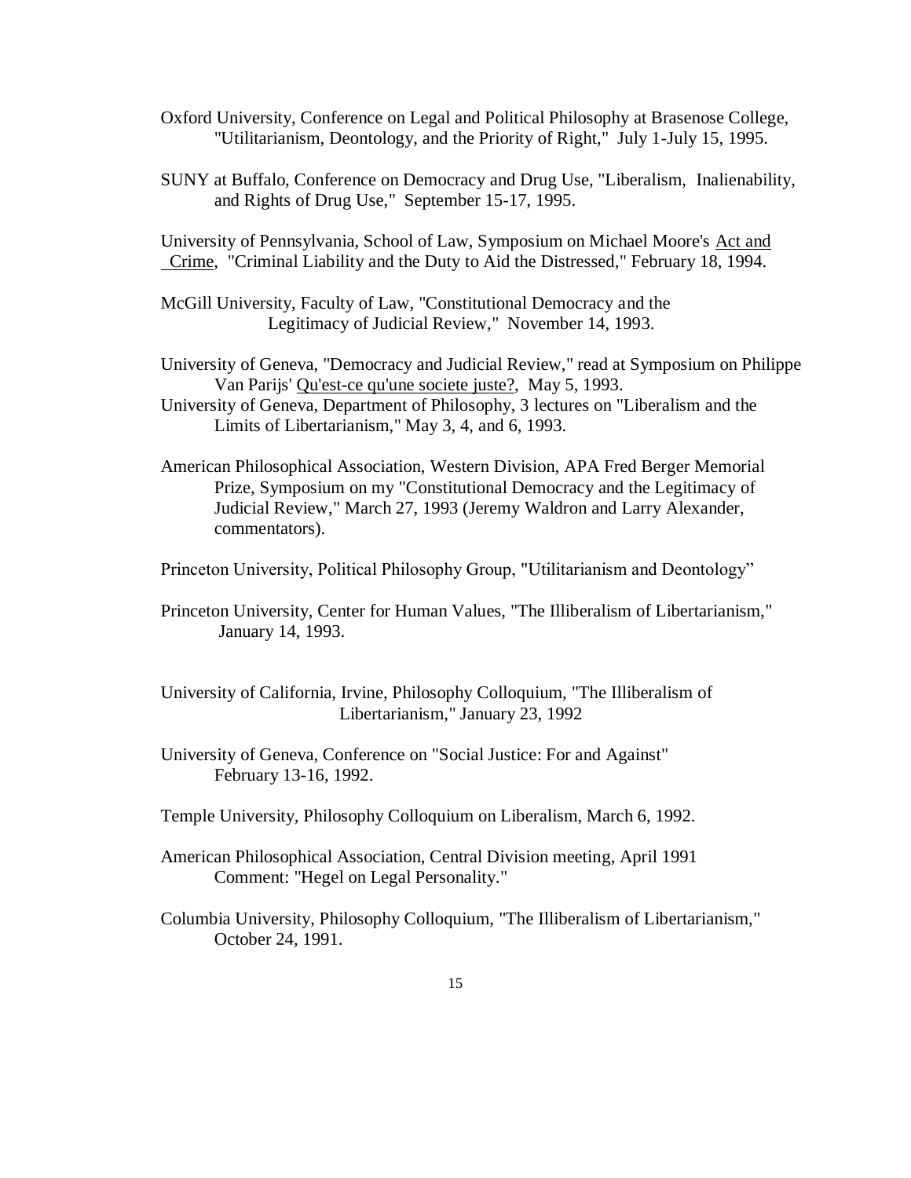Oxford University, Conference on Legal and Political Philosophy at Brasenose College, "Utilitarianism, Deontology, and the Priority of Right," July 1-July 15, 1995.

SUNY at Buffalo, Conference on Democracy and Drug Use, "Liberalism, Inalienability, and Rights of Drug Use," September 15-17, 1995.

University of Pennsylvania, School of Law, Symposium on Michael Moore's Act and Crime, "Criminal Liability and the Duty to Aid the Distressed," February 18, 1994.

McGill University, Faculty of Law, "Constitutional Democracy and the Legitimacy of Judicial Review," November 14, 1993.

University of Geneva, "Democracy and Judicial Review," read at Symposium on Philippe Van Parijs' Qu'est-ce qu'une societe juste?, May 5, 1993.

University of Geneva, Department of Philosophy, 3 lectures on "Liberalism and the Limits of Libertarianism," May 3, 4, and 6, 1993.

American Philosophical Association, Western Division, APA Fred Berger Memorial Prize, Symposium on my "Constitutional Democracy and the Legitimacy of Judicial Review," March 27, 1993 (Jeremy Waldron and Larry Alexander, commentators).

Princeton University, Political Philosophy Group, "Utilitarianism and Deontology"

Princeton University, Center for Human Values, "The Illiberalism of Libertarianism," January 14, 1993.

University of California, Irvine, Philosophy Colloquium, "The Illiberalism of Libertarianism," January 23, 1992

University of Geneva, Conference on "Social Justice: For and Against" February 13-16, 1992.

Temple University, Philosophy Colloquium on Liberalism, March 6, 1992.

American Philosophical Association, Central Division meeting, April 1991 Comment: "Hegel on Legal Personality."

Columbia University, Philosophy Colloquium, "The Illiberalism of Libertarianism," October 24, 1991.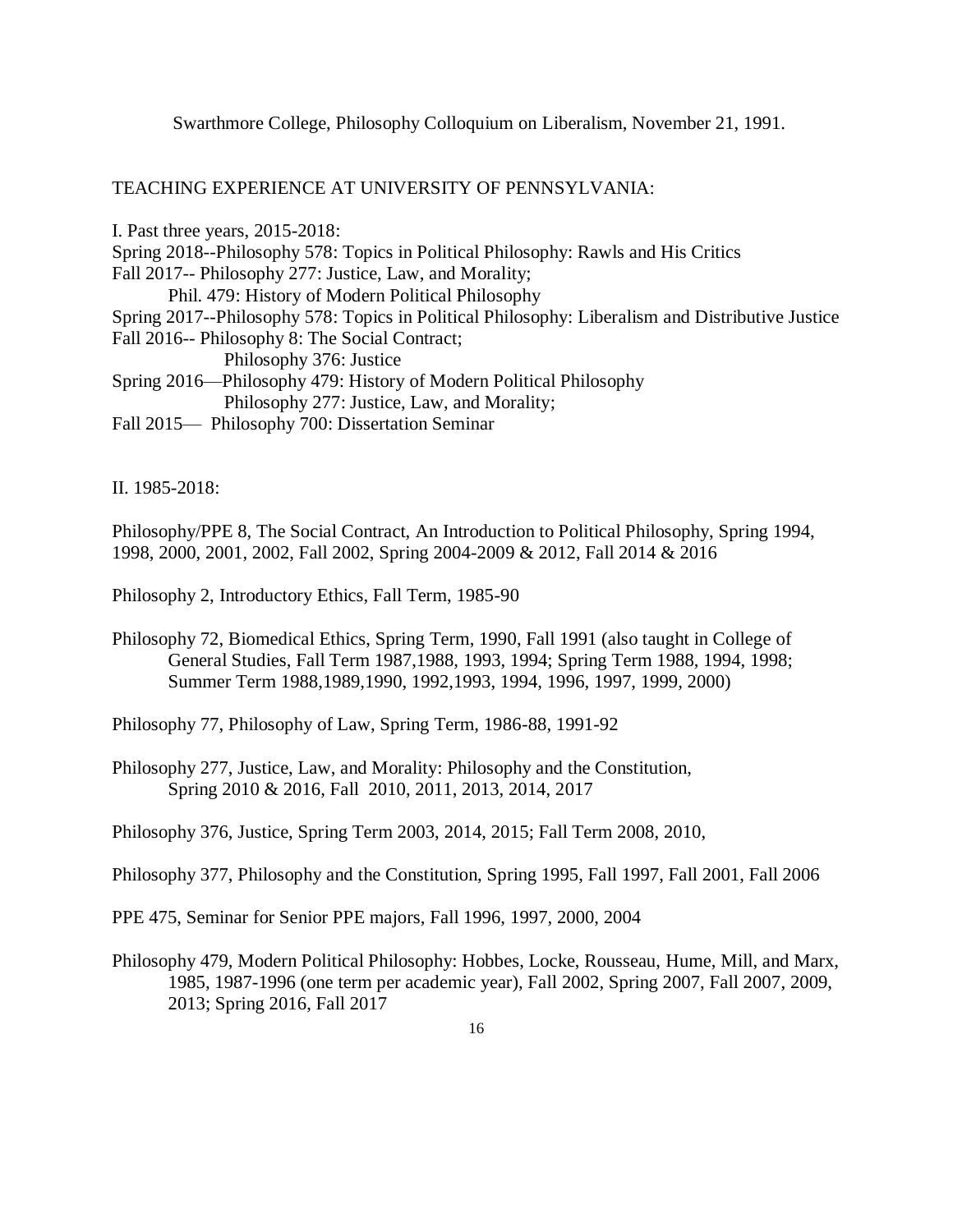Swarthmore College, Philosophy Colloquium on Liberalism, November 21, 1991.

TEACHING EXPERIENCE AT UNIVERSITY OF PENNSYLVANIA:

I. Past three years, 2015-2018:

Spring 2018--Philosophy 578: Topics in Political Philosophy: Rawls and His Critics
Fall 2017-- Philosophy 277: Justice, Law, and Morality;
  Phil. 479: History of Modern Political Philosophy
Spring 2017--Philosophy 578: Topics in Political Philosophy: Liberalism and Distributive Justice
Fall 2016-- Philosophy 8: The Social Contract;
  Philosophy 376: Justice
Spring 2016—Philosophy 479: History of Modern Political Philosophy
  Philosophy 277: Justice, Law, and Morality;
Fall 2015— Philosophy 700: Dissertation Seminar

II. 1985-2018:

Philosophy/PPE 8, The Social Contract, An Introduction to Political Philosophy, Spring 1994, 1998, 2000, 2001, 2002, Fall 2002, Spring 2004-2009 & 2012, Fall 2014 & 2016

Philosophy 2, Introductory Ethics, Fall Term, 1985-90

Philosophy 72, Biomedical Ethics, Spring Term, 1990, Fall 1991 (also taught in College of General Studies, Fall Term 1987,1988, 1993, 1994; Spring Term 1988, 1994, 1998; Summer Term 1988,1989,1990, 1992,1993, 1994, 1996, 1997, 1999, 2000)

Philosophy 77, Philosophy of Law, Spring Term, 1986-88, 1991-92

Philosophy 277, Justice, Law, and Morality: Philosophy and the Constitution, Spring 2010 & 2016, Fall 2010, 2011, 2013, 2014, 2017

Philosophy 376, Justice, Spring Term 2003, 2014, 2015; Fall Term 2008, 2010,

Philosophy 377, Philosophy and the Constitution, Spring 1995, Fall 1997, Fall 2001, Fall 2006

PPE 475, Seminar for Senior PPE majors, Fall 1996, 1997, 2000, 2004

Philosophy 479, Modern Political Philosophy: Hobbes, Locke, Rousseau, Hume, Mill, and Marx, 1985, 1987-1996 (one term per academic year), Fall 2002, Spring 2007, Fall 2007, 2009, 2013; Spring 2016, Fall 2017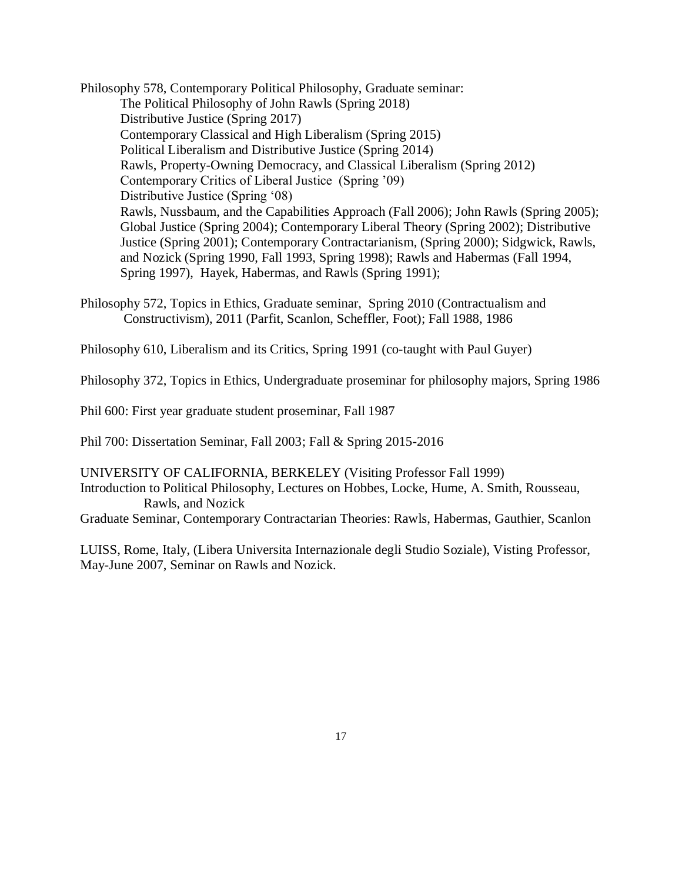Philosophy 578, Contemporary Political Philosophy, Graduate seminar:

The Political Philosophy of John Rawls (Spring 2018)
Distributive Justice (Spring 2017)
Contemporary Classical and High Liberalism (Spring 2015)
Political Liberalism and Distributive Justice (Spring 2014)
Rawls, Property-Owning Democracy, and Classical Liberalism (Spring 2012)
Contemporary Critics of Liberal Justice (Spring '09)
Distributive Justice (Spring '08)
Rawls, Nussbaum, and the Capabilities Approach (Fall 2006); John Rawls (Spring 2005); Global Justice (Spring 2004); Contemporary Liberal Theory (Spring 2002); Distributive Justice (Spring 2001); Contemporary Contractarianism, (Spring 2000); Sidgwick, Rawls, and Nozick (Spring 1990, Fall 1993, Spring 1998); Rawls and Habermas (Fall 1994, Spring 1997), Hayek, Habermas, and Rawls (Spring 1991);

Philosophy 572, Topics in Ethics, Graduate seminar, Spring 2010 (Contractualism and Constructivism), 2011 (Parfit, Scanlon, Scheffler, Foot); Fall 1988, 1986

Philosophy 610, Liberalism and its Critics, Spring 1991 (co-taught with Paul Guyer)

Philosophy 372, Topics in Ethics, Undergraduate proseminar for philosophy majors, Spring 1986

Phil 600: First year graduate student proseminar, Fall 1987

Phil 700: Dissertation Seminar, Fall 2003; Fall & Spring 2015-2016

UNIVERSITY OF CALIFORNIA, BERKELEY (Visiting Professor Fall 1999)
Introduction to Political Philosophy, Lectures on Hobbes, Locke, Hume, A. Smith, Rousseau, Rawls, and Nozick
Graduate Seminar, Contemporary Contractarian Theories: Rawls, Habermas, Gauthier, Scanlon

LUISS, Rome, Italy, (Libera Universita Internazionale degli Studio Soziale), Visting Professor, May-June 2007, Seminar on Rawls and Nozick.